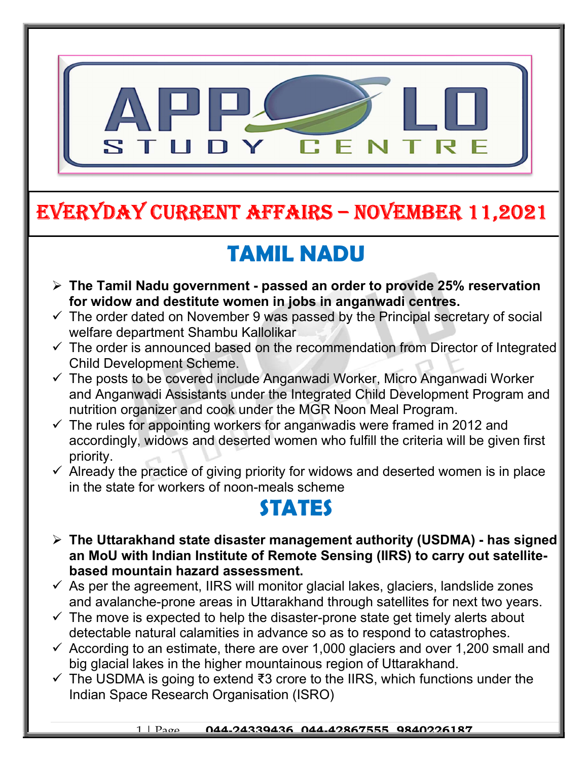# EVERYDAY CURRENT AFFAIRS – NOVEMBER 11,2021

## TAMIL NADU

- **The Tamil Nadu government - passed an order to provide 25% reservation for widow and destitute women in jobs in anganwadi centres.**
  - ✓ The order dated on November 9 was passed by the Principal secretary of social welfare department Shambu Kallolikar
  - ✓ The order is announced based on the recommendation from Director of Integrated Child Development Scheme.
  - ✓ The posts to be covered include Anganwadi Worker, Micro Anganwadi Worker and Anganwadi Assistants under the Integrated Child Development Program and nutrition organizer and cook under the MGR Noon Meal Program.
  - ✓ The rules for appointing workers for anganwadis were framed in 2012 and accordingly, widows and deserted women who fulfill the criteria will be given first priority.
  - ✓ Already the practice of giving priority for widows and deserted women is in place in the state for workers of noon-meals scheme

## STATES

- **The Uttarakhand state disaster management authority (USDMA) - has signed an MoU with Indian Institute of Remote Sensing (IIRS) to carry out satellite-based mountain hazard assessment.**
  - ✓ As per the agreement, IIRS will monitor glacial lakes, glaciers, landslide zones and avalanche-prone areas in Uttarakhand through satellites for next two years.
  - ✓ The move is expected to help the disaster-prone state get timely alerts about detectable natural calamities in advance so as to respond to catastrophes.
  - ✓ According to an estimate, there are over 1,000 glaciers and over 1,200 small and big glacial lakes in the higher mountainous region of Uttarakhand.
  - ✓ The USDMA is going to extend ₹3 crore to the IIRS, which functions under the Indian Space Research Organisation (ISRO)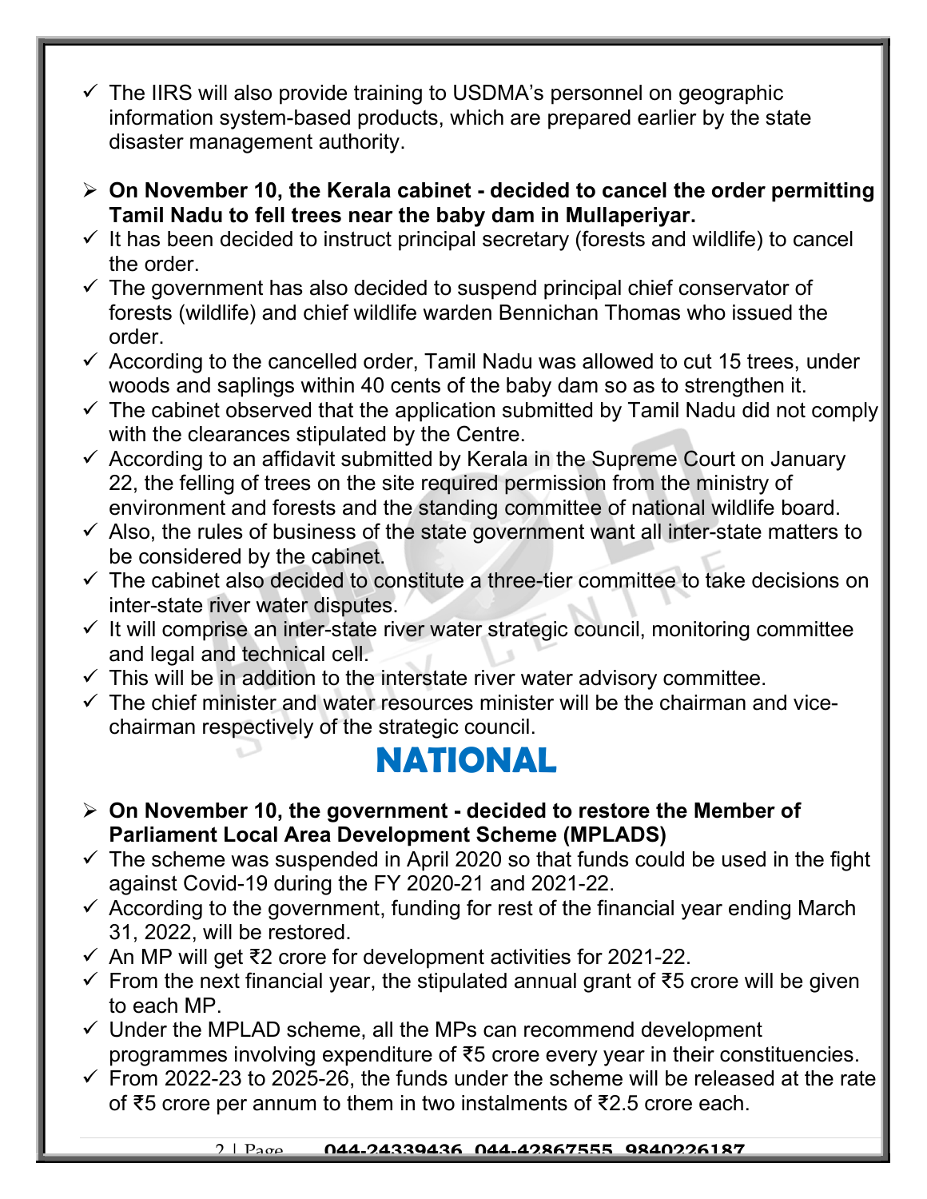- ✓ The IIRS will also provide training to USDMA's personnel on geographic information system-based products, which are prepared earlier by the state disaster management authority.

- ➢ **On November 10, the Kerala cabinet - decided to cancel the order permitting Tamil Nadu to fell trees near the baby dam in Mullaperiyar.**
- ✓ It has been decided to instruct principal secretary (forests and wildlife) to cancel the order.
- ✓ The government has also decided to suspend principal chief conservator of forests (wildlife) and chief wildlife warden Bennichan Thomas who issued the order.
- ✓ According to the cancelled order, Tamil Nadu was allowed to cut 15 trees, under woods and saplings within 40 cents of the baby dam so as to strengthen it.
- ✓ The cabinet observed that the application submitted by Tamil Nadu did not comply with the clearances stipulated by the Centre.
- ✓ According to an affidavit submitted by Kerala in the Supreme Court on January 22, the felling of trees on the site required permission from the ministry of environment and forests and the standing committee of national wildlife board.
- ✓ Also, the rules of business of the state government want all inter-state matters to be considered by the cabinet.
- ✓ The cabinet also decided to constitute a three-tier committee to take decisions on inter-state river water disputes.
- ✓ It will comprise an inter-state river water strategic council, monitoring committee and legal and technical cell.
- ✓ This will be in addition to the interstate river water advisory committee.
- ✓ The chief minister and water resources minister will be the chairman and vice-chairman respectively of the strategic council.

# NATIONAL

- ➢ **On November 10, the government - decided to restore the Member of Parliament Local Area Development Scheme (MPLADS)**
- ✓ The scheme was suspended in April 2020 so that funds could be used in the fight against Covid-19 during the FY 2020-21 and 2021-22.
- ✓ According to the government, funding for rest of the financial year ending March 31, 2022, will be restored.
- ✓ An MP will get ₹2 crore for development activities for 2021-22.
- ✓ From the next financial year, the stipulated annual grant of ₹5 crore will be given to each MP.
- ✓ Under the MPLAD scheme, all the MPs can recommend development programmes involving expenditure of ₹5 crore every year in their constituencies.
- ✓ From 2022-23 to 2025-26, the funds under the scheme will be released at the rate of ₹5 crore per annum to them in two instalments of ₹2.5 crore each.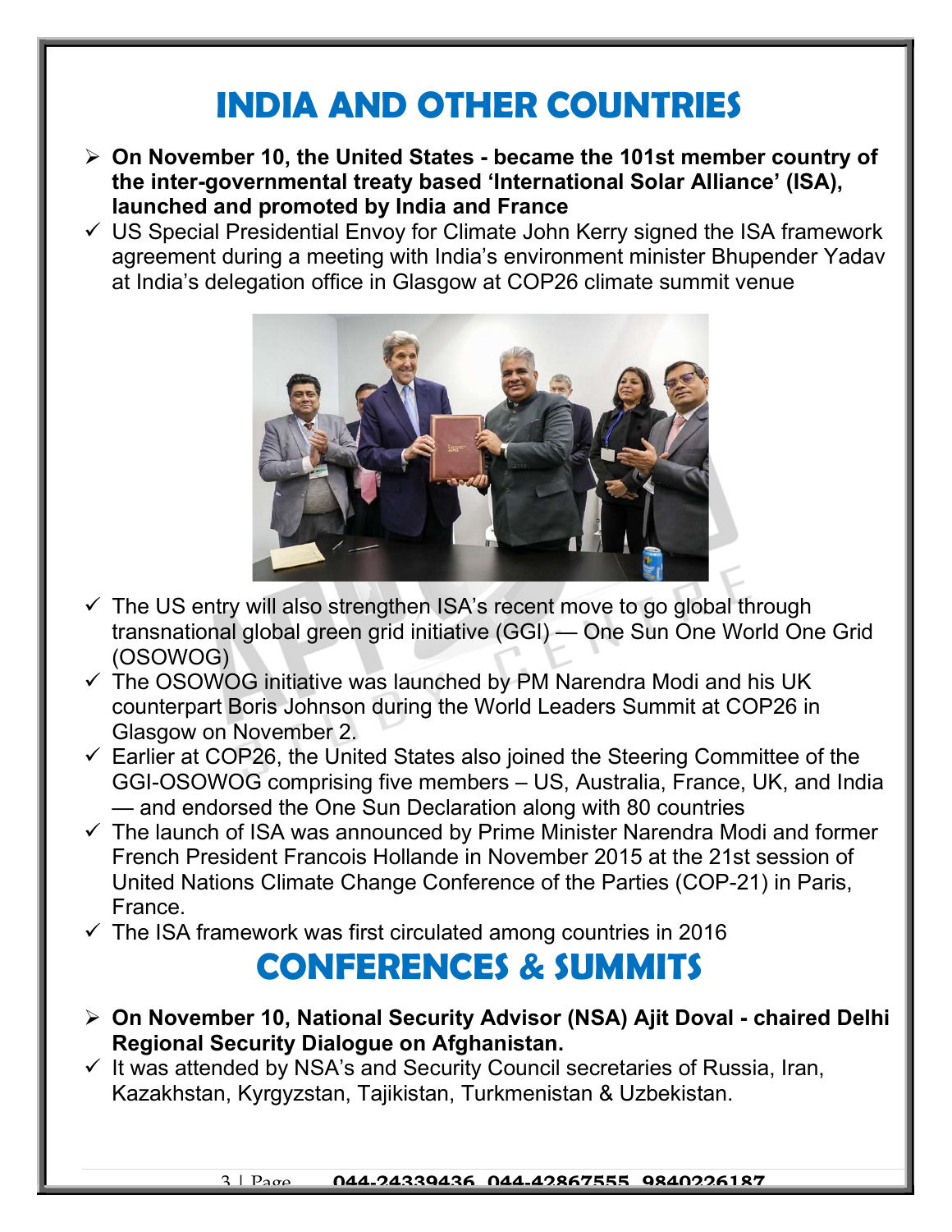# INDIA AND OTHER COUNTRIES

- **On November 10, the United States - became the 101st member country of the inter-governmental treaty based 'International Solar Alliance' (ISA), launched and promoted by India and France**
- ✓ US Special Presidential Envoy for Climate John Kerry signed the ISA framework agreement during a meeting with India's environment minister Bhupender Yadav at India's delegation office in Glasgow at COP26 climate summit venue
- ✓ The US entry will also strengthen ISA's recent move to go global through transnational global green grid initiative (GGI) — One Sun One World One Grid (OSOWOG)
- ✓ The OSOWOG initiative was launched by PM Narendra Modi and his UK counterpart Boris Johnson during the World Leaders Summit at COP26 in Glasgow on November 2.
- ✓ Earlier at COP26, the United States also joined the Steering Committee of the GGI-OSOWOG comprising five members – US, Australia, France, UK, and India — and endorsed the One Sun Declaration along with 80 countries
- ✓ The launch of ISA was announced by Prime Minister Narendra Modi and former French President Francois Hollande in November 2015 at the 21st session of United Nations Climate Change Conference of the Parties (COP-21) in Paris, France.
- ✓ The ISA framework was first circulated among countries in 2016

# CONFERENCES & SUMMITS

- **On November 10, National Security Advisor (NSA) Ajit Doval - chaired Delhi Regional Security Dialogue on Afghanistan.**
- ✓ It was attended by NSA's and Security Council secretaries of Russia, Iran, Kazakhstan, Kyrgyzstan, Tajikistan, Turkmenistan & Uzbekistan.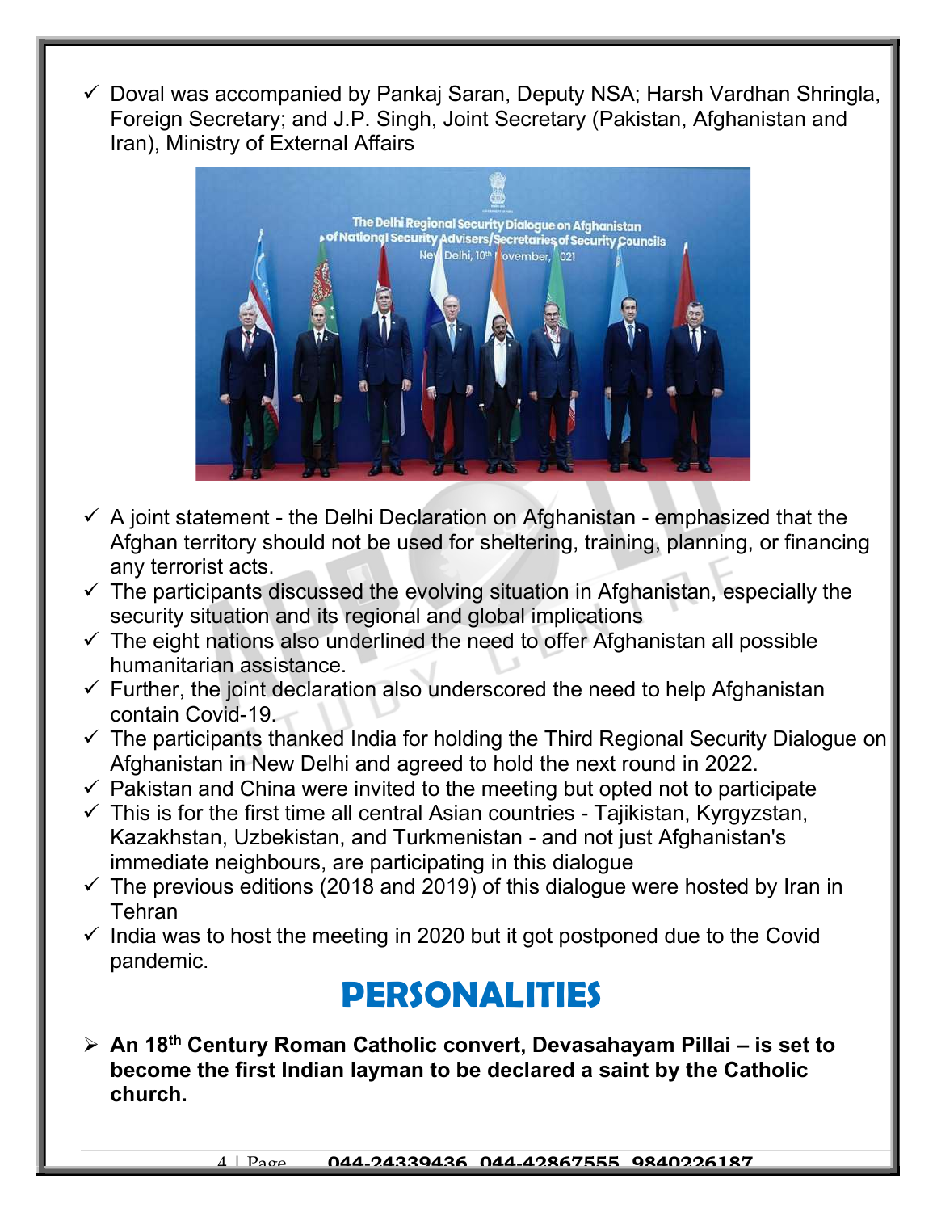- ✓ Doval was accompanied by Pankaj Saran, Deputy NSA; Harsh Vardhan Shringla, Foreign Secretary; and J.P. Singh, Joint Secretary (Pakistan, Afghanistan and Iran), Ministry of External Affairs

- ✓ A joint statement - the Delhi Declaration on Afghanistan - emphasized that the Afghan territory should not be used for sheltering, training, planning, or financing any terrorist acts.
- ✓ The participants discussed the evolving situation in Afghanistan, especially the security situation and its regional and global implications
- ✓ The eight nations also underlined the need to offer Afghanistan all possible humanitarian assistance.
- ✓ Further, the joint declaration also underscored the need to help Afghanistan contain Covid-19.
- ✓ The participants thanked India for holding the Third Regional Security Dialogue on Afghanistan in New Delhi and agreed to hold the next round in 2022.
- ✓ Pakistan and China were invited to the meeting but opted not to participate
- ✓ This is for the first time all central Asian countries - Tajikistan, Kyrgyzstan, Kazakhstan, Uzbekistan, and Turkmenistan - and not just Afghanistan's immediate neighbours, are participating in this dialogue
- ✓ The previous editions (2018 and 2019) of this dialogue were hosted by Iran in Tehran
- ✓ India was to host the meeting in 2020 but it got postponed due to the Covid pandemic.

# PERSONALITIES

- ➤ **An 18th Century Roman Catholic convert, Devasahayam Pillai – is set to become the first Indian layman to be declared a saint by the Catholic church.**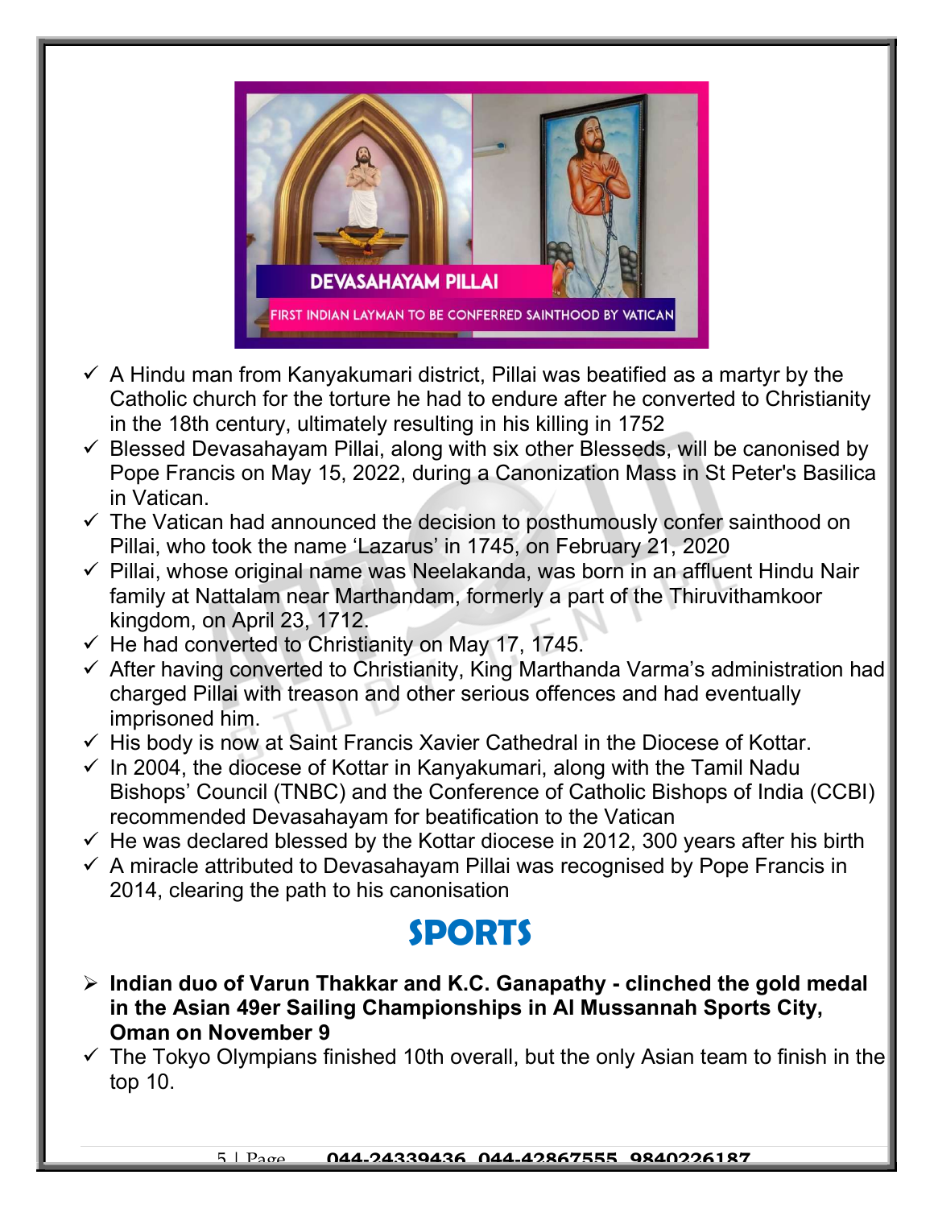- A Hindu man from Kanyakumari district, Pillai was beatified as a martyr by the Catholic church for the torture he had to endure after he converted to Christianity in the 18th century, ultimately resulting in his killing in 1752
- Blessed Devasahayam Pillai, along with six other Blesseds, will be canonised by Pope Francis on May 15, 2022, during a Canonization Mass in St Peter's Basilica in Vatican.
- The Vatican had announced the decision to posthumously confer sainthood on Pillai, who took the name 'Lazarus' in 1745, on February 21, 2020
- Pillai, whose original name was Neelakanda, was born in an affluent Hindu Nair family at Nattalam near Marthandam, formerly a part of the Thiruvithamkoor kingdom, on April 23, 1712.
- He had converted to Christianity on May 17, 1745.
- After having converted to Christianity, King Marthanda Varma's administration had charged Pillai with treason and other serious offences and had eventually imprisoned him.
- His body is now at Saint Francis Xavier Cathedral in the Diocese of Kottar.
- In 2004, the diocese of Kottar in Kanyakumari, along with the Tamil Nadu Bishops' Council (TNBC) and the Conference of Catholic Bishops of India (CCBI) recommended Devasahayam for beatification to the Vatican
- He was declared blessed by the Kottar diocese in 2012, 300 years after his birth
- A miracle attributed to Devasahayam Pillai was recognised by Pope Francis in 2014, clearing the path to his canonisation

# SPORTS

- **Indian duo of Varun Thakkar and K.C. Ganapathy - clinched the gold medal in the Asian 49er Sailing Championships in Al Mussannah Sports City, Oman on November 9**
  - The Tokyo Olympians finished 10th overall, but the only Asian team to finish in the top 10.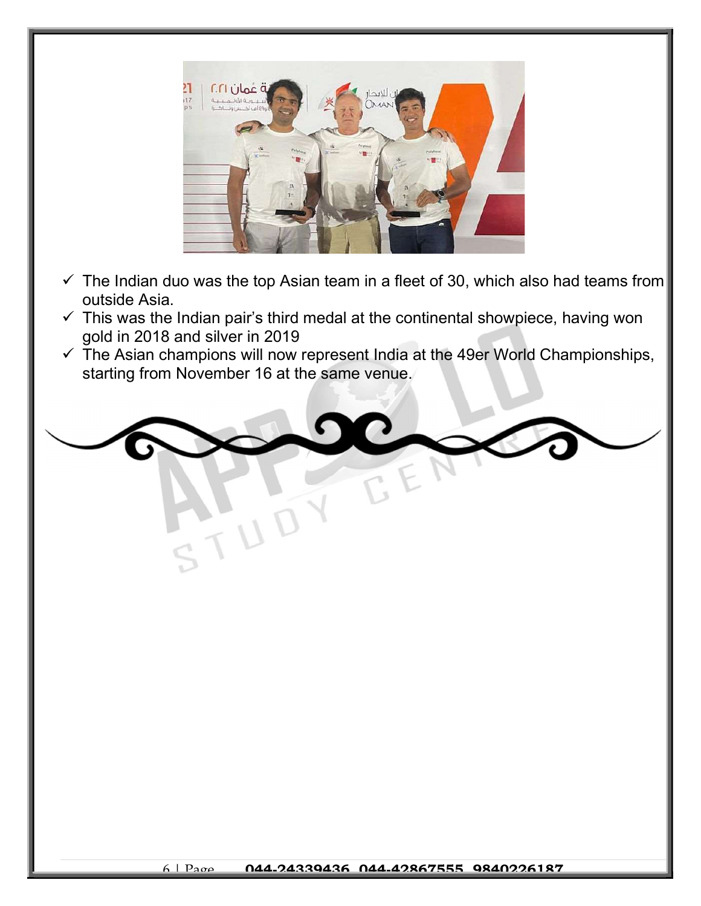- ✓ The Indian duo was the top Asian team in a fleet of 30, which also had teams from outside Asia.
- ✓ This was the Indian pair's third medal at the continental showpiece, having won gold in 2018 and silver in 2019
- ✓ The Asian champions will now represent India at the 49er World Championships, starting from November 16 at the same venue.